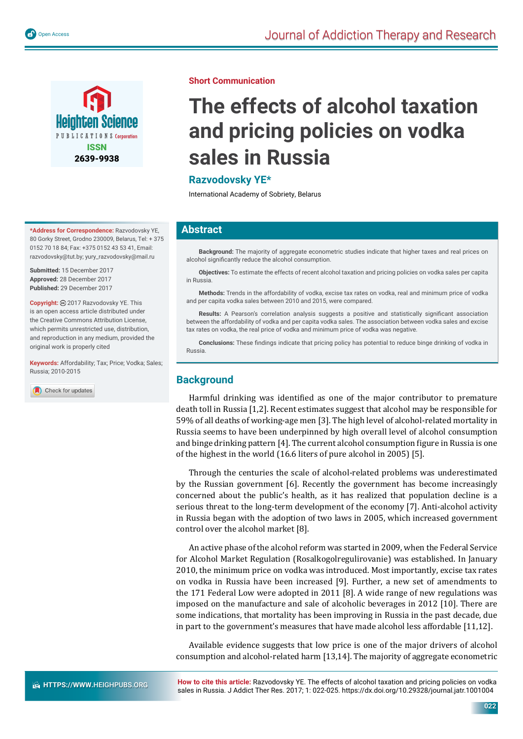Short Communication

# The effects of alcohol taxation and pricing policies on vodka sales in Russia

**Razvodovsky YE***

International Academy of Sobriety, Belarus

**\*Address for Correspondence:** Razvodovsky YE, 80 Gorky Street, Grodno 230009, Belarus, Tel: + 375 0152 70 18 84; Fax: +375 0152 43 53 41, Email: razvodovsky@tut.by; yury_razvodovsky@mail.ru

**Submitted:** 15 December 2017
**Approved:** 28 December 2017
**Published:** 29 December 2017

**Copyright:** © 2017 Razvodovsky YE. This is an open access article distributed under the Creative Commons Attribution License, which permits unrestricted use, distribution, and reproduction in any medium, provided the original work is properly cited

**Keywords:** Affordability; Tax; Price; Vodka; Sales; Russia; 2010-2015

## Abstract

**Background:** The majority of aggregate econometric studies indicate that higher taxes and real prices on alcohol significantly reduce the alcohol consumption.

**Objectives:** To estimate the effects of recent alcohol taxation and pricing policies on vodka sales per capita in Russia.

**Methods:** Trends in the affordability of vodka, excise tax rates on vodka, real and minimum price of vodka and per capita vodka sales between 2010 and 2015, were compared.

**Results:** A Pearson's correlation analysis suggests a positive and statistically significant association between the affordability of vodka and per capita vodka sales. The association between vodka sales and excise tax rates on vodka, the real price of vodka and minimum price of vodka was negative.

**Conclusions:** These findings indicate that pricing policy has potential to reduce binge drinking of vodka in Russia.

## Background

Harmful drinking was identified as one of the major contributor to premature death toll in Russia [1,2]. Recent estimates suggest that alcohol may be responsible for 59% of all deaths of working-age men [3]. The high level of alcohol-related mortality in Russia seems to have been underpinned by high overall level of alcohol consumption and binge drinking pattern [4]. The current alcohol consumption figure in Russia is one of the highest in the world (16.6 liters of pure alcohol in 2005) [5].

Through the centuries the scale of alcohol-related problems was underestimated by the Russian government [6]. Recently the government has become increasingly concerned about the public's health, as it has realized that population decline is a serious threat to the long-term development of the economy [7]. Anti-alcohol activity in Russia began with the adoption of two laws in 2005, which increased government control over the alcohol market [8].

An active phase of the alcohol reform was started in 2009, when the Federal Service for Alcohol Market Regulation (Rosalkogolregulirovanie) was established. In January 2010, the minimum price on vodka was introduced. Most importantly, excise tax rates on vodka in Russia have been increased [9]. Further, a new set of amendments to the 171 Federal Low were adopted in 2011 [8]. A wide range of new regulations was imposed on the manufacture and sale of alcoholic beverages in 2012 [10]. There are some indications, that mortality has been improving in Russia in the past decade, due in part to the government's measures that have made alcohol less affordable [11,12].

Available evidence suggests that low price is one of the major drivers of alcohol consumption and alcohol-related harm [13,14]. The majority of aggregate econometric

**How to cite this article:** Razvodovsky YE. The effects of alcohol taxation and pricing policies on vodka sales in Russia. J Addict Ther Res. 2017; 1: 022-025. https://dx.doi.org/10.29328/journal.jatr.1001004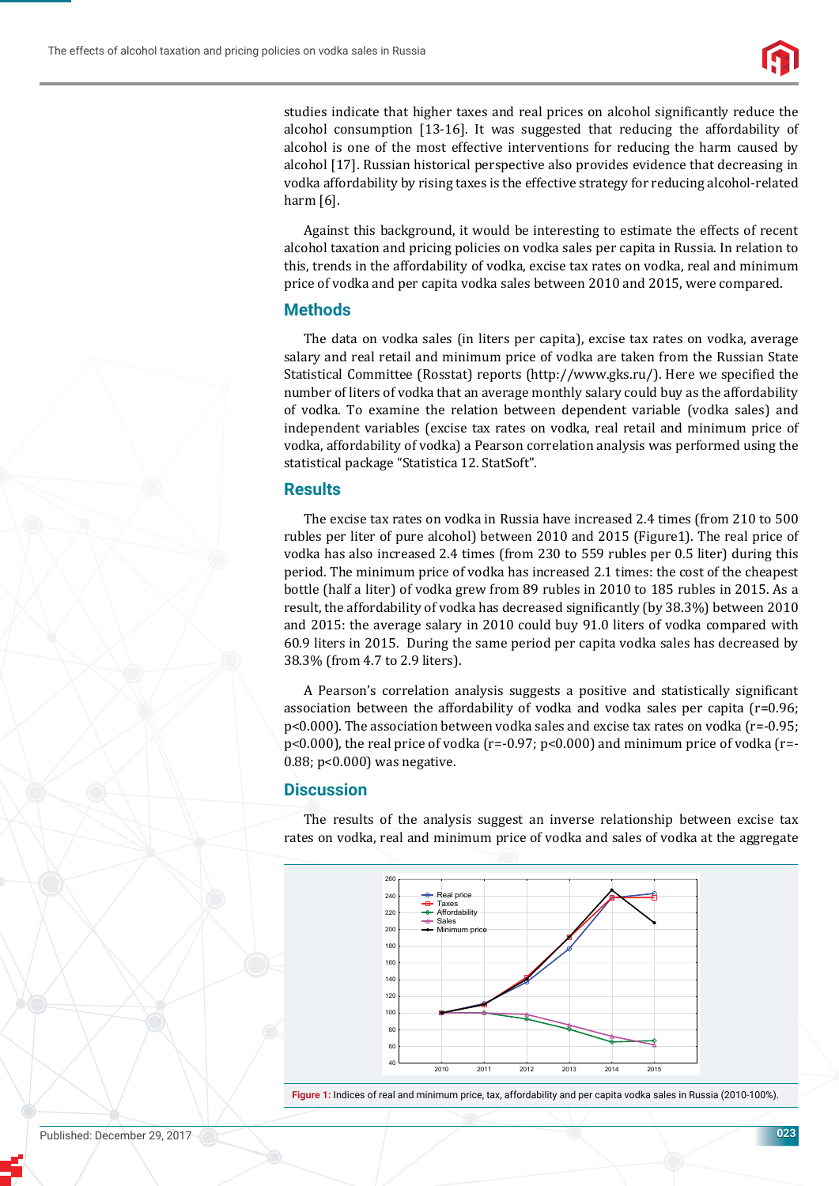studies indicate that higher taxes and real prices on alcohol significantly reduce the alcohol consumption [13-16]. It was suggested that reducing the affordability of alcohol is one of the most effective interventions for reducing the harm caused by alcohol [17]. Russian historical perspective also provides evidence that decreasing in vodka affordability by rising taxes is the effective strategy for reducing alcohol-related harm [6].

Against this background, it would be interesting to estimate the effects of recent alcohol taxation and pricing policies on vodka sales per capita in Russia. In relation to this, trends in the affordability of vodka, excise tax rates on vodka, real and minimum price of vodka and per capita vodka sales between 2010 and 2015, were compared.

## Methods

The data on vodka sales (in liters per capita), excise tax rates on vodka, average salary and real retail and minimum price of vodka are taken from the Russian State Statistical Committee (Rosstat) reports (http://www.gks.ru/). Here we specified the number of liters of vodka that an average monthly salary could buy as the affordability of vodka. To examine the relation between dependent variable (vodka sales) and independent variables (excise tax rates on vodka, real retail and minimum price of vodka, affordability of vodka) a Pearson correlation analysis was performed using the statistical package "Statistica 12. StatSoft".

## Results

The excise tax rates on vodka in Russia have increased 2.4 times (from 210 to 500 rubles per liter of pure alcohol) between 2010 and 2015 (Figure1). The real price of vodka has also increased 2.4 times (from 230 to 559 rubles per 0.5 liter) during this period. The minimum price of vodka has increased 2.1 times: the cost of the cheapest bottle (half a liter) of vodka grew from 89 rubles in 2010 to 185 rubles in 2015. As a result, the affordability of vodka has decreased significantly (by 38.3%) between 2010 and 2015: the average salary in 2010 could buy 91.0 liters of vodka compared with 60.9 liters in 2015. During the same period per capita vodka sales has decreased by 38.3% (from 4.7 to 2.9 liters).

A Pearson's correlation analysis suggests a positive and statistically significant association between the affordability of vodka and vodka sales per capita ($r=0.96$; $p<0.000$). The association between vodka sales and excise tax rates on vodka ($r=-0.95$; $p<0.000$), the real price of vodka ($r=-0.97$; $p<0.000$) and minimum price of vodka ($r=-0.88$; $p<0.000$) was negative.

## Discussion

The results of the analysis suggest an inverse relationship between excise tax rates on vodka, real and minimum price of vodka and sales of vodka at the aggregate

**Figure 1:** Indices of real and minimum price, tax, affordability and per capita vodka sales in Russia (2010-100%).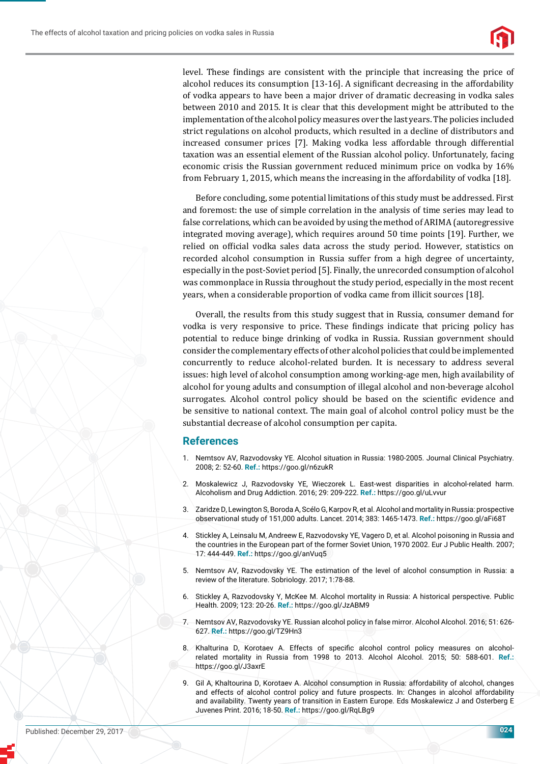level. These findings are consistent with the principle that increasing the price of alcohol reduces its consumption [13-16]. A significant decreasing in the affordability of vodka appears to have been a major driver of dramatic decreasing in vodka sales between 2010 and 2015. It is clear that this development might be attributed to the implementation of the alcohol policy measures over the last years. The policies included strict regulations on alcohol products, which resulted in a decline of distributors and increased consumer prices [7]. Making vodka less affordable through differential taxation was an essential element of the Russian alcohol policy. Unfortunately, facing economic crisis the Russian government reduced minimum price on vodka by 16% from February 1, 2015, which means the increasing in the affordability of vodka [18].

Before concluding, some potential limitations of this study must be addressed. First and foremost: the use of simple correlation in the analysis of time series may lead to false correlations, which can be avoided by using the method of ARIMA (autoregressive integrated moving average), which requires around 50 time points [19]. Further, we relied on official vodka sales data across the study period. However, statistics on recorded alcohol consumption in Russia suffer from a high degree of uncertainty, especially in the post-Soviet period [5]. Finally, the unrecorded consumption of alcohol was commonplace in Russia throughout the study period, especially in the most recent years, when a considerable proportion of vodka came from illicit sources [18].

Overall, the results from this study suggest that in Russia, consumer demand for vodka is very responsive to price. These findings indicate that pricing policy has potential to reduce binge drinking of vodka in Russia. Russian government should consider the complementary effects of other alcohol policies that could be implemented concurrently to reduce alcohol-related burden. It is necessary to address several issues: high level of alcohol consumption among working-age men, high availability of alcohol for young adults and consumption of illegal alcohol and non-beverage alcohol surrogates. Alcohol control policy should be based on the scientific evidence and be sensitive to national context. The main goal of alcohol control policy must be the substantial decrease of alcohol consumption per capita.

## References

1. Nemtsov AV, Razvodovsky YE. Alcohol situation in Russia: 1980-2005. Journal Clinical Psychiatry. 2008; 2: 52-60. **Ref.:** https://goo.gl/n6zukR
2. Moskalewicz J, Razvodovsky YE, Wieczorek L. East-west disparities in alcohol-related harm. Alcoholism and Drug Addiction. 2016; 29: 209-222. **Ref.:** https://goo.gl/uLvvur
3. Zaridze D, Lewington S, Boroda A, Scélo G, Karpov R, et al. Alcohol and mortality in Russia: prospective observational study of 151,000 adults. Lancet. 2014; 383: 1465-1473. **Ref.:** https://goo.gl/aFi68T
4. Stickley A, Leinsalu M, Andreew E, Razvodovsky YE, Vagero D, et al. Alcohol poisoning in Russia and the countries in the European part of the former Soviet Union, 1970 2002. Eur J Public Health. 2007; 17: 444-449. **Ref.:** https://goo.gl/anVuq5
5. Nemtsov AV, Razvodovsky YE. The estimation of the level of alcohol consumption in Russia: a review of the literature. Sobriology. 2017; 1:78-88.
6. Stickley A, Razvodovsky Y, McKee M. Alcohol mortality in Russia: A historical perspective. Public Health. 2009; 123: 20-26. **Ref.:** https://goo.gl/JzABM9
7. Nemtsov AV, Razvodovsky YE. Russian alcohol policy in false mirror. Alcohol Alcohol. 2016; 51: 626-627. **Ref.:** https://goo.gl/TZ9Hn3
8. Khalturina D, Korotaev A. Effects of specific alcohol control policy measures on alcohol-related mortality in Russia from 1998 to 2013. Alcohol Alcohol. 2015; 50: 588-601. **Ref.:** https://goo.gl/J3axrE
9. Gil A, Khaltourina D, Korotaev A. Alcohol consumption in Russia: affordability of alcohol, changes and effects of alcohol control policy and future prospects. In: Changes in alcohol affordability and availability. Twenty years of transition in Eastern Europe. Eds Moskalewicz J and Osterberg E Juvenes Print. 2016; 18-50. **Ref.:** https://goo.gl/RqLBg9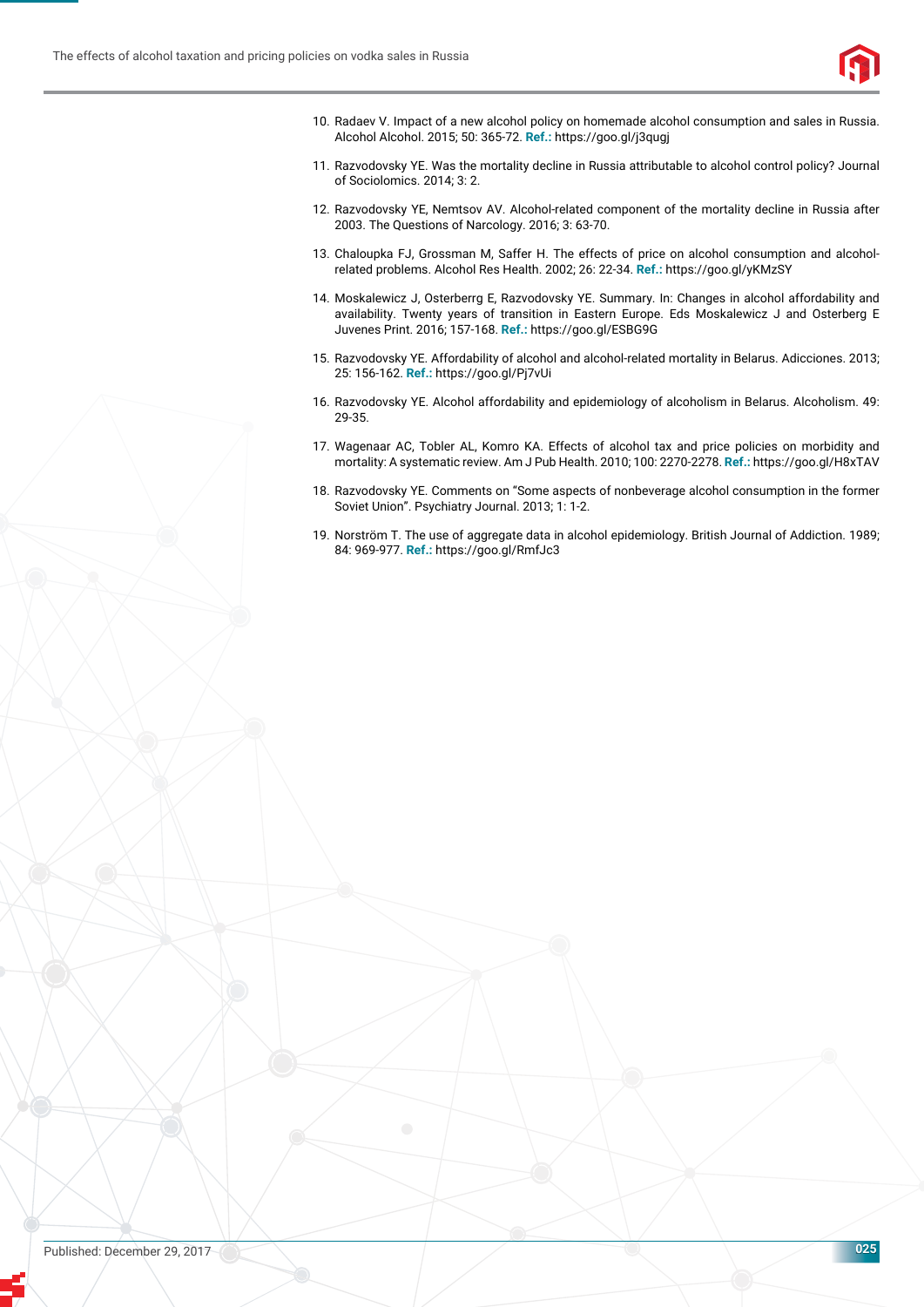10. Radaev V. Impact of a new alcohol policy on homemade alcohol consumption and sales in Russia. Alcohol Alcohol. 2015; 50: 365-72. **Ref.:** https://goo.gl/j3qugj

11. Razvodovsky YE. Was the mortality decline in Russia attributable to alcohol control policy? Journal of Sociolomics. 2014; 3: 2.

12. Razvodovsky YE, Nemtsov AV. Alcohol-related component of the mortality decline in Russia after 2003. The Questions of Narcology. 2016; 3: 63-70.

13. Chaloupka FJ, Grossman M, Saffer H. The effects of price on alcohol consumption and alcohol-related problems. Alcohol Res Health. 2002; 26: 22-34. **Ref.:** https://goo.gl/yKMzSY

14. Moskalewicz J, Osterberrg E, Razvodovsky YE. Summary. In: Changes in alcohol affordability and availability. Twenty years of transition in Eastern Europe. Eds Moskalewicz J and Osterberg E Juvenes Print. 2016; 157-168. **Ref.:** https://goo.gl/ESBG9G

15. Razvodovsky YE. Affordability of alcohol and alcohol-related mortality in Belarus. Adicciones. 2013; 25: 156-162. **Ref.:** https://goo.gl/Pj7vUi

16. Razvodovsky YE. Alcohol affordability and epidemiology of alcoholism in Belarus. Alcoholism. 49: 29-35.

17. Wagenaar AC, Tobler AL, Komro KA. Effects of alcohol tax and price policies on morbidity and mortality: A systematic review. Am J Pub Health. 2010; 100: 2270-2278. **Ref.:** https://goo.gl/H8xTAV

18. Razvodovsky YE. Comments on "Some aspects of nonbeverage alcohol consumption in the former Soviet Union". Psychiatry Journal. 2013; 1: 1-2.

19. Norström T. The use of aggregate data in alcohol epidemiology. British Journal of Addiction. 1989; 84: 969-977. **Ref.:** https://goo.gl/RmfJc3